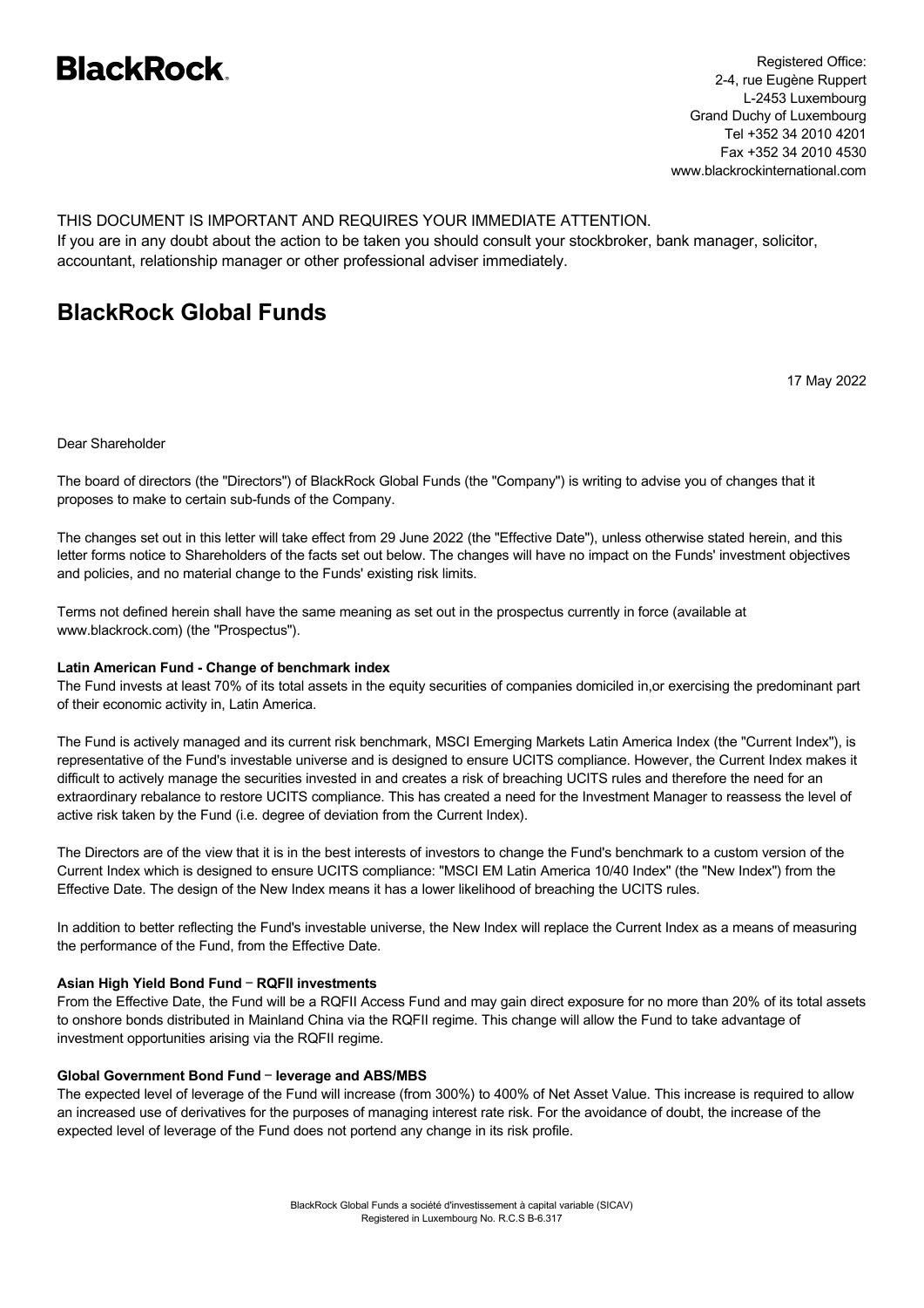**BlackRock.**

Registered Office:
2-4, rue Eugène Ruppert
L-2453 Luxembourg
Grand Duchy of Luxembourg
Tel +352 34 2010 4201
Fax +352 34 2010 4530
www.blackrockinternational.com

THIS DOCUMENT IS IMPORTANT AND REQUIRES YOUR IMMEDIATE ATTENTION.
If you are in any doubt about the action to be taken you should consult your stockbroker, bank manager, solicitor, accountant, relationship manager or other professional adviser immediately.

# BlackRock Global Funds

17 May 2022

Dear Shareholder

The board of directors (the "Directors") of BlackRock Global Funds (the "Company") is writing to advise you of changes that it proposes to make to certain sub-funds of the Company.

The changes set out in this letter will take effect from 29 June 2022 (the "Effective Date"), unless otherwise stated herein, and this letter forms notice to Shareholders of the facts set out below. The changes will have no impact on the Funds' investment objectives and policies, and no material change to the Funds' existing risk limits.

Terms not defined herein shall have the same meaning as set out in the prospectus currently in force (available at www.blackrock.com) (the "Prospectus").

**Latin American Fund - Change of benchmark index**
The Fund invests at least 70% of its total assets in the equity securities of companies domiciled in,or exercising the predominant part of their economic activity in, Latin America.

The Fund is actively managed and its current risk benchmark, MSCI Emerging Markets Latin America Index (the "Current Index"), is representative of the Fund's investable universe and is designed to ensure UCITS compliance. However, the Current Index makes it difficult to actively manage the securities invested in and creates a risk of breaching UCITS rules and therefore the need for an extraordinary rebalance to restore UCITS compliance. This has created a need for the Investment Manager to reassess the level of active risk taken by the Fund (i.e. degree of deviation from the Current Index).

The Directors are of the view that it is in the best interests of investors to change the Fund's benchmark to a custom version of the Current Index which is designed to ensure UCITS compliance: "MSCI EM Latin America 10/40 Index" (the "New Index") from the Effective Date. The design of the New Index means it has a lower likelihood of breaching the UCITS rules.

In addition to better reflecting the Fund's investable universe, the New Index will replace the Current Index as a means of measuring the performance of the Fund, from the Effective Date.

**Asian High Yield Bond Fund – RQFII investments**
From the Effective Date, the Fund will be a RQFII Access Fund and may gain direct exposure for no more than 20% of its total assets to onshore bonds distributed in Mainland China via the RQFII regime. This change will allow the Fund to take advantage of investment opportunities arising via the RQFII regime.

**Global Government Bond Fund – leverage and ABS/MBS**
The expected level of leverage of the Fund will increase (from 300%) to 400% of Net Asset Value. This increase is required to allow an increased use of derivatives for the purposes of managing interest rate risk. For the avoidance of doubt, the increase of the expected level of leverage of the Fund does not portend any change in its risk profile.

BlackRock Global Funds a société d'investissement à capital variable (SICAV)
Registered in Luxembourg No. R.C.S B-6.317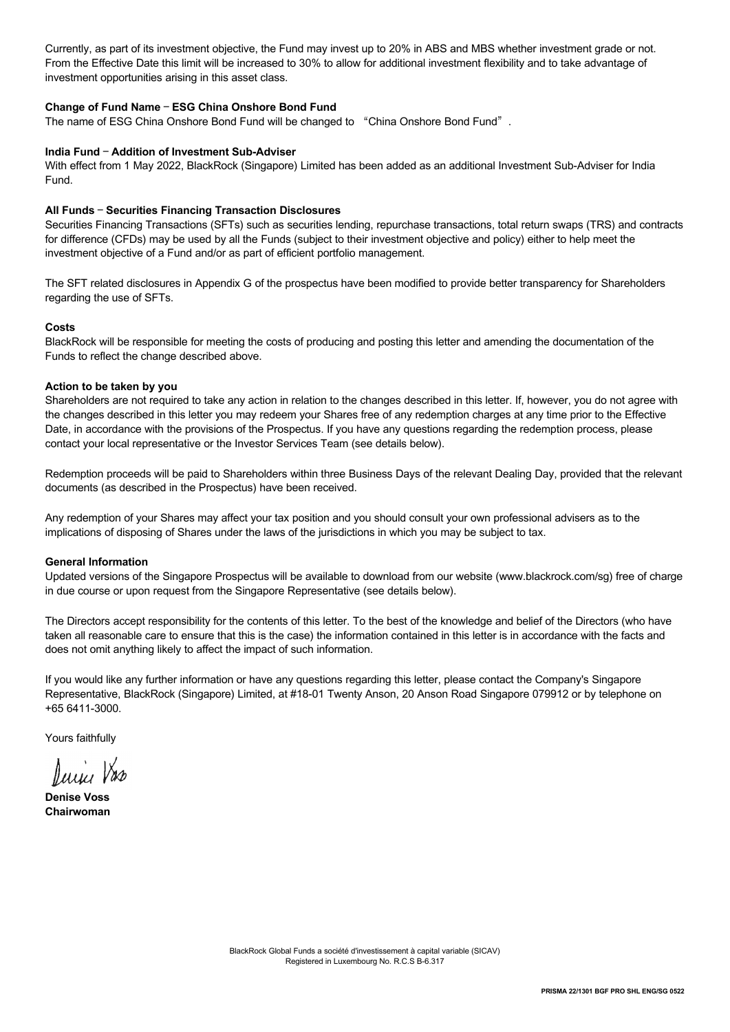Currently, as part of its investment objective, the Fund may invest up to 20% in ABS and MBS whether investment grade or not. From the Effective Date this limit will be increased to 30% to allow for additional investment flexibility and to take advantage of investment opportunities arising in this asset class.

**Change of Fund Name – ESG China Onshore Bond Fund**

The name of ESG China Onshore Bond Fund will be changed to "China Onshore Bond Fund".

**India Fund – Addition of Investment Sub-Adviser**

With effect from 1 May 2022, BlackRock (Singapore) Limited has been added as an additional Investment Sub-Adviser for India Fund.

**All Funds – Securities Financing Transaction Disclosures**

Securities Financing Transactions (SFTs) such as securities lending, repurchase transactions, total return swaps (TRS) and contracts for difference (CFDs) may be used by all the Funds (subject to their investment objective and policy) either to help meet the investment objective of a Fund and/or as part of efficient portfolio management.

The SFT related disclosures in Appendix G of the prospectus have been modified to provide better transparency for Shareholders regarding the use of SFTs.

**Costs**

BlackRock will be responsible for meeting the costs of producing and posting this letter and amending the documentation of the Funds to reflect the change described above.

**Action to be taken by you**

Shareholders are not required to take any action in relation to the changes described in this letter. If, however, you do not agree with the changes described in this letter you may redeem your Shares free of any redemption charges at any time prior to the Effective Date, in accordance with the provisions of the Prospectus. If you have any questions regarding the redemption process, please contact your local representative or the Investor Services Team (see details below).

Redemption proceeds will be paid to Shareholders within three Business Days of the relevant Dealing Day, provided that the relevant documents (as described in the Prospectus) have been received.

Any redemption of your Shares may affect your tax position and you should consult your own professional advisers as to the implications of disposing of Shares under the laws of the jurisdictions in which you may be subject to tax.

**General Information**

Updated versions of the Singapore Prospectus will be available to download from our website (www.blackrock.com/sg) free of charge in due course or upon request from the Singapore Representative (see details below).

The Directors accept responsibility for the contents of this letter. To the best of the knowledge and belief of the Directors (who have taken all reasonable care to ensure that this is the case) the information contained in this letter is in accordance with the facts and does not omit anything likely to affect the impact of such information.

If you would like any further information or have any questions regarding this letter, please contact the Company's Singapore Representative, BlackRock (Singapore) Limited, at #18-01 Twenty Anson, 20 Anson Road Singapore 079912 or by telephone on +65 6411-3000.

Yours faithfully

**Denise Voss**
**Chairwoman**

BlackRock Global Funds a société d'investissement à capital variable (SICAV)
Registered in Luxembourg No. R.C.S B-6.317

**PRISMA 22/1301 BGF PRO SHL ENG/SG 0522**